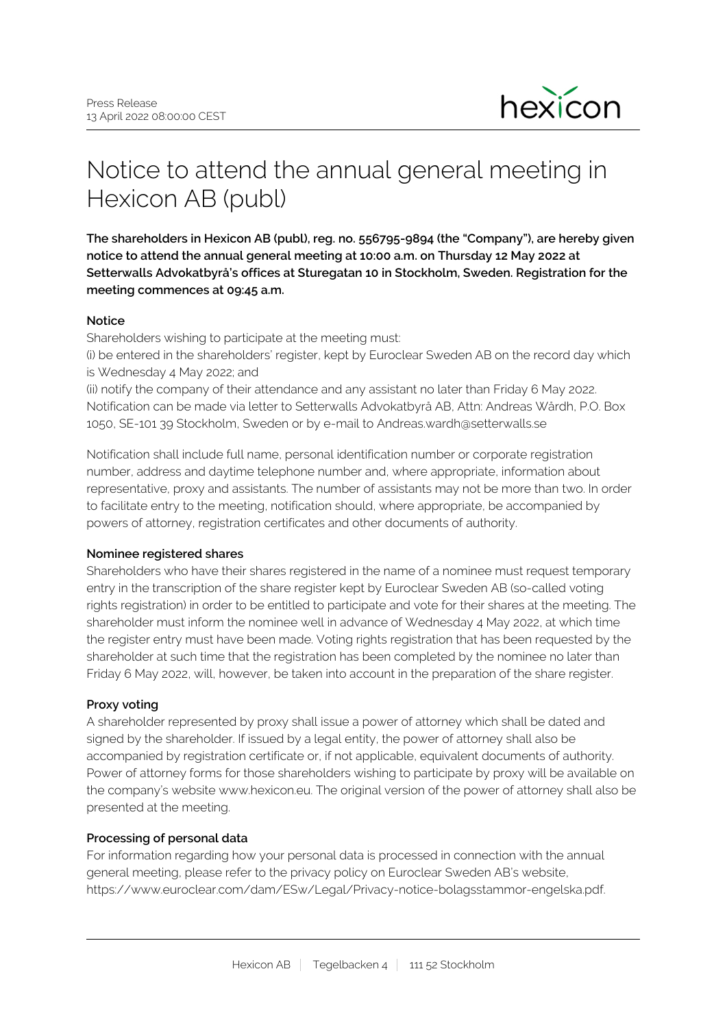Press Release
13 April 2022 08:00:00 CEST

# Notice to attend the annual general meeting in Hexicon AB (publ)

**The shareholders in Hexicon AB (publ), reg. no. 556795-9894 (the "Company"), are hereby given notice to attend the annual general meeting at 10:00 a.m. on Thursday 12 May 2022 at Setterwalls Advokatbyrå's offices at Sturegatan 10 in Stockholm, Sweden. Registration for the meeting commences at 09:45 a.m.**

**Notice**

Shareholders wishing to participate at the meeting must:
(i) be entered in the shareholders' register, kept by Euroclear Sweden AB on the record day which is Wednesday 4 May 2022; and
(ii) notify the company of their attendance and any assistant no later than Friday 6 May 2022. Notification can be made via letter to Setterwalls Advokatbyrå AB, Attn: Andreas Wårdh, P.O. Box 1050, SE-101 39 Stockholm, Sweden or by e-mail to Andreas.wardh@setterwalls.se

Notification shall include full name, personal identification number or corporate registration number, address and daytime telephone number and, where appropriate, information about representative, proxy and assistants. The number of assistants may not be more than two. In order to facilitate entry to the meeting, notification should, where appropriate, be accompanied by powers of attorney, registration certificates and other documents of authority.

**Nominee registered shares**

Shareholders who have their shares registered in the name of a nominee must request temporary entry in the transcription of the share register kept by Euroclear Sweden AB (so-called voting rights registration) in order to be entitled to participate and vote for their shares at the meeting. The shareholder must inform the nominee well in advance of Wednesday 4 May 2022, at which time the register entry must have been made. Voting rights registration that has been requested by the shareholder at such time that the registration has been completed by the nominee no later than Friday 6 May 2022, will, however, be taken into account in the preparation of the share register.

**Proxy voting**

A shareholder represented by proxy shall issue a power of attorney which shall be dated and signed by the shareholder. If issued by a legal entity, the power of attorney shall also be accompanied by registration certificate or, if not applicable, equivalent documents of authority. Power of attorney forms for those shareholders wishing to participate by proxy will be available on the company's website www.hexicon.eu. The original version of the power of attorney shall also be presented at the meeting.

**Processing of personal data**

For information regarding how your personal data is processed in connection with the annual general meeting, please refer to the privacy policy on Euroclear Sweden AB's website, https://www.euroclear.com/dam/ESw/Legal/Privacy-notice-bolagsstammor-engelska.pdf.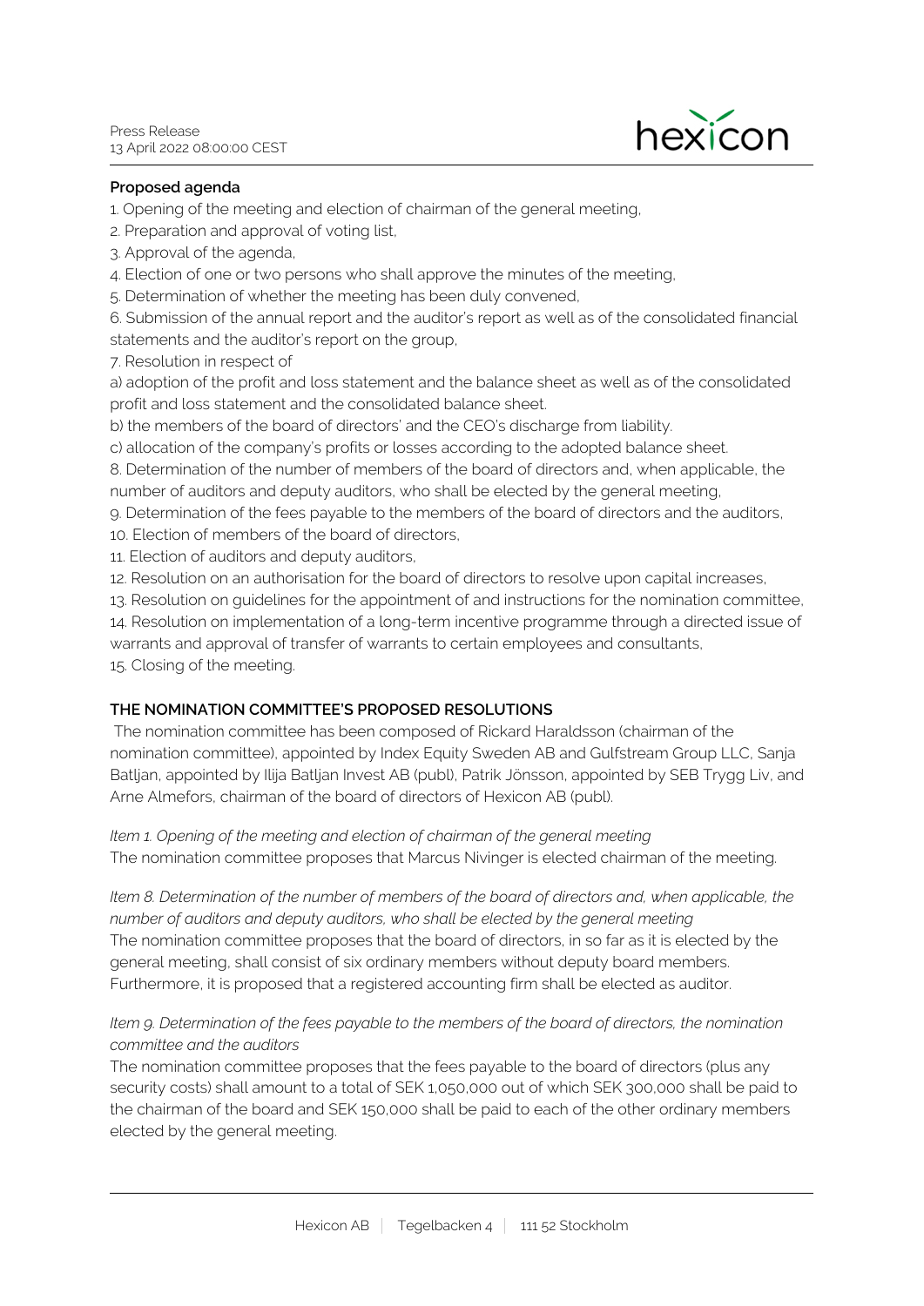**Proposed agenda**

1. Opening of the meeting and election of chairman of the general meeting,
2. Preparation and approval of voting list,
3. Approval of the agenda,
4. Election of one or two persons who shall approve the minutes of the meeting,
5. Determination of whether the meeting has been duly convened,
6. Submission of the annual report and the auditor's report as well as of the consolidated financial statements and the auditor's report on the group,
7. Resolution in respect of

a) adoption of the profit and loss statement and the balance sheet as well as of the consolidated profit and loss statement and the consolidated balance sheet.

b) the members of the board of directors' and the CEO's discharge from liability.

c) allocation of the company's profits or losses according to the adopted balance sheet.

8. Determination of the number of members of the board of directors and, when applicable, the number of auditors and deputy auditors, who shall be elected by the general meeting,
9. Determination of the fees payable to the members of the board of directors and the auditors,
10. Election of members of the board of directors,
11. Election of auditors and deputy auditors,
12. Resolution on an authorisation for the board of directors to resolve upon capital increases,
13. Resolution on guidelines for the appointment of and instructions for the nomination committee,
14. Resolution on implementation of a long-term incentive programme through a directed issue of warrants and approval of transfer of warrants to certain employees and consultants,
15. Closing of the meeting.

**THE NOMINATION COMMITTEE'S PROPOSED RESOLUTIONS**

The nomination committee has been composed of Rickard Haraldsson (chairman of the nomination committee), appointed by Index Equity Sweden AB and Gulfstream Group LLC, Sanja Batljan, appointed by Ilija Batljan Invest AB (publ), Patrik Jönsson, appointed by SEB Trygg Liv, and Arne Almefors, chairman of the board of directors of Hexicon AB (publ).

*Item 1. Opening of the meeting and election of chairman of the general meeting*

The nomination committee proposes that Marcus Nivinger is elected chairman of the meeting.

*Item 8. Determination of the number of members of the board of directors and, when applicable, the number of auditors and deputy auditors, who shall be elected by the general meeting*

The nomination committee proposes that the board of directors, in so far as it is elected by the general meeting, shall consist of six ordinary members without deputy board members. Furthermore, it is proposed that a registered accounting firm shall be elected as auditor.

*Item 9. Determination of the fees payable to the members of the board of directors, the nomination committee and the auditors*

The nomination committee proposes that the fees payable to the board of directors (plus any security costs) shall amount to a total of SEK 1,050,000 out of which SEK 300,000 shall be paid to the chairman of the board and SEK 150,000 shall be paid to each of the other ordinary members elected by the general meeting.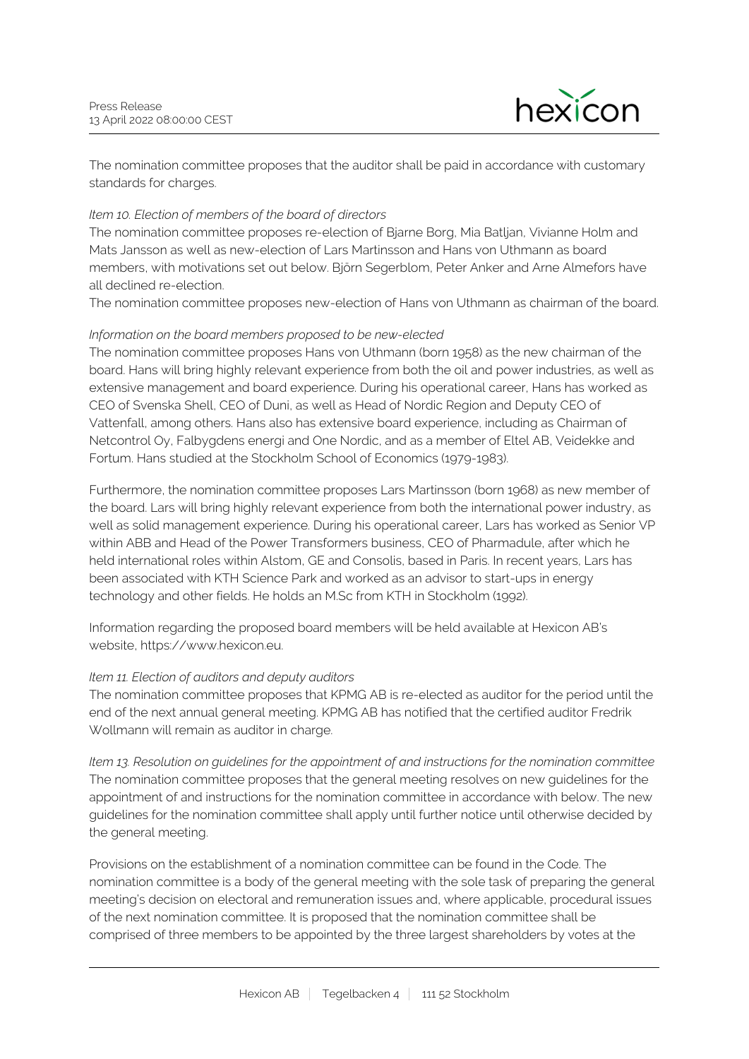The nomination committee proposes that the auditor shall be paid in accordance with customary standards for charges.

*Item 10. Election of members of the board of directors*

The nomination committee proposes re-election of Bjarne Borg, Mia Batljan, Vivianne Holm and Mats Jansson as well as new-election of Lars Martinsson and Hans von Uthmann as board members, with motivations set out below. Björn Segerblom, Peter Anker and Arne Almefors have all declined re-election.

The nomination committee proposes new-election of Hans von Uthmann as chairman of the board.

*Information on the board members proposed to be new-elected*

The nomination committee proposes Hans von Uthmann (born 1958) as the new chairman of the board. Hans will bring highly relevant experience from both the oil and power industries, as well as extensive management and board experience. During his operational career, Hans has worked as CEO of Svenska Shell, CEO of Duni, as well as Head of Nordic Region and Deputy CEO of Vattenfall, among others. Hans also has extensive board experience, including as Chairman of Netcontrol Oy, Falbygdens energi and One Nordic, and as a member of Eltel AB, Veidekke and Fortum. Hans studied at the Stockholm School of Economics (1979-1983).

Furthermore, the nomination committee proposes Lars Martinsson (born 1968) as new member of the board. Lars will bring highly relevant experience from both the international power industry, as well as solid management experience. During his operational career, Lars has worked as Senior VP within ABB and Head of the Power Transformers business, CEO of Pharmadule, after which he held international roles within Alstom, GE and Consolis, based in Paris. In recent years, Lars has been associated with KTH Science Park and worked as an advisor to start-ups in energy technology and other fields. He holds an M.Sc from KTH in Stockholm (1992).

Information regarding the proposed board members will be held available at Hexicon AB's website, https://www.hexicon.eu.

*Item 11. Election of auditors and deputy auditors*

The nomination committee proposes that KPMG AB is re-elected as auditor for the period until the end of the next annual general meeting. KPMG AB has notified that the certified auditor Fredrik Wollmann will remain as auditor in charge.

*Item 13. Resolution on guidelines for the appointment of and instructions for the nomination committee*

The nomination committee proposes that the general meeting resolves on new guidelines for the appointment of and instructions for the nomination committee in accordance with below. The new guidelines for the nomination committee shall apply until further notice until otherwise decided by the general meeting.

Provisions on the establishment of a nomination committee can be found in the Code. The nomination committee is a body of the general meeting with the sole task of preparing the general meeting's decision on electoral and remuneration issues and, where applicable, procedural issues of the next nomination committee. It is proposed that the nomination committee shall be comprised of three members to be appointed by the three largest shareholders by votes at the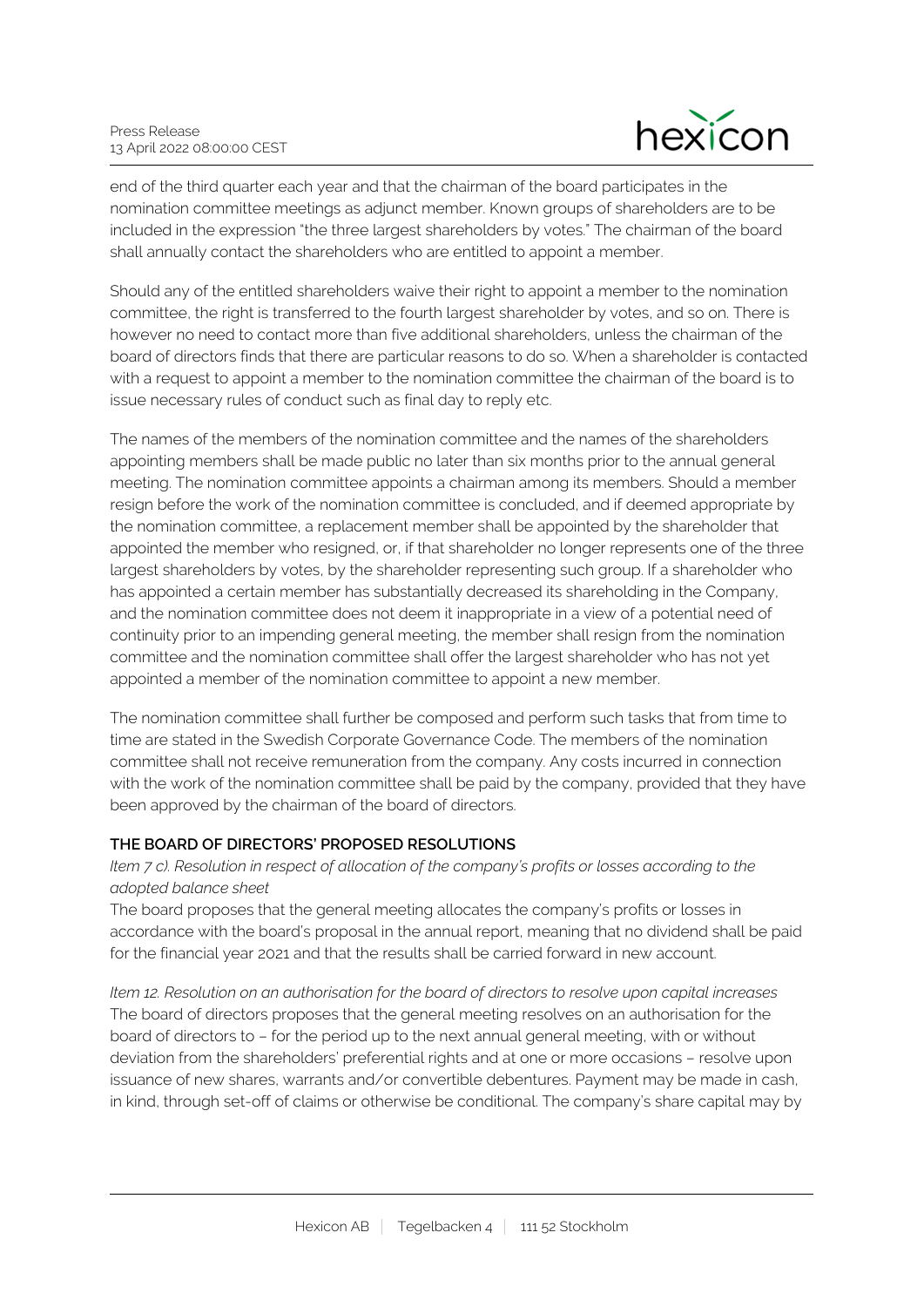end of the third quarter each year and that the chairman of the board participates in the nomination committee meetings as adjunct member. Known groups of shareholders are to be included in the expression "the three largest shareholders by votes." The chairman of the board shall annually contact the shareholders who are entitled to appoint a member.

Should any of the entitled shareholders waive their right to appoint a member to the nomination committee, the right is transferred to the fourth largest shareholder by votes, and so on. There is however no need to contact more than five additional shareholders, unless the chairman of the board of directors finds that there are particular reasons to do so. When a shareholder is contacted with a request to appoint a member to the nomination committee the chairman of the board is to issue necessary rules of conduct such as final day to reply etc.

The names of the members of the nomination committee and the names of the shareholders appointing members shall be made public no later than six months prior to the annual general meeting. The nomination committee appoints a chairman among its members. Should a member resign before the work of the nomination committee is concluded, and if deemed appropriate by the nomination committee, a replacement member shall be appointed by the shareholder that appointed the member who resigned, or, if that shareholder no longer represents one of the three largest shareholders by votes, by the shareholder representing such group. If a shareholder who has appointed a certain member has substantially decreased its shareholding in the Company, and the nomination committee does not deem it inappropriate in a view of a potential need of continuity prior to an impending general meeting, the member shall resign from the nomination committee and the nomination committee shall offer the largest shareholder who has not yet appointed a member of the nomination committee to appoint a new member.

The nomination committee shall further be composed and perform such tasks that from time to time are stated in the Swedish Corporate Governance Code. The members of the nomination committee shall not receive remuneration from the company. Any costs incurred in connection with the work of the nomination committee shall be paid by the company, provided that they have been approved by the chairman of the board of directors.

**THE BOARD OF DIRECTORS' PROPOSED RESOLUTIONS**

*Item 7 c). Resolution in respect of allocation of the company's profits or losses according to the adopted balance sheet*

The board proposes that the general meeting allocates the company's profits or losses in accordance with the board's proposal in the annual report, meaning that no dividend shall be paid for the financial year 2021 and that the results shall be carried forward in new account.

*Item 12. Resolution on an authorisation for the board of directors to resolve upon capital increases*

The board of directors proposes that the general meeting resolves on an authorisation for the board of directors to – for the period up to the next annual general meeting, with or without deviation from the shareholders' preferential rights and at one or more occasions – resolve upon issuance of new shares, warrants and/or convertible debentures. Payment may be made in cash, in kind, through set-off of claims or otherwise be conditional. The company's share capital may by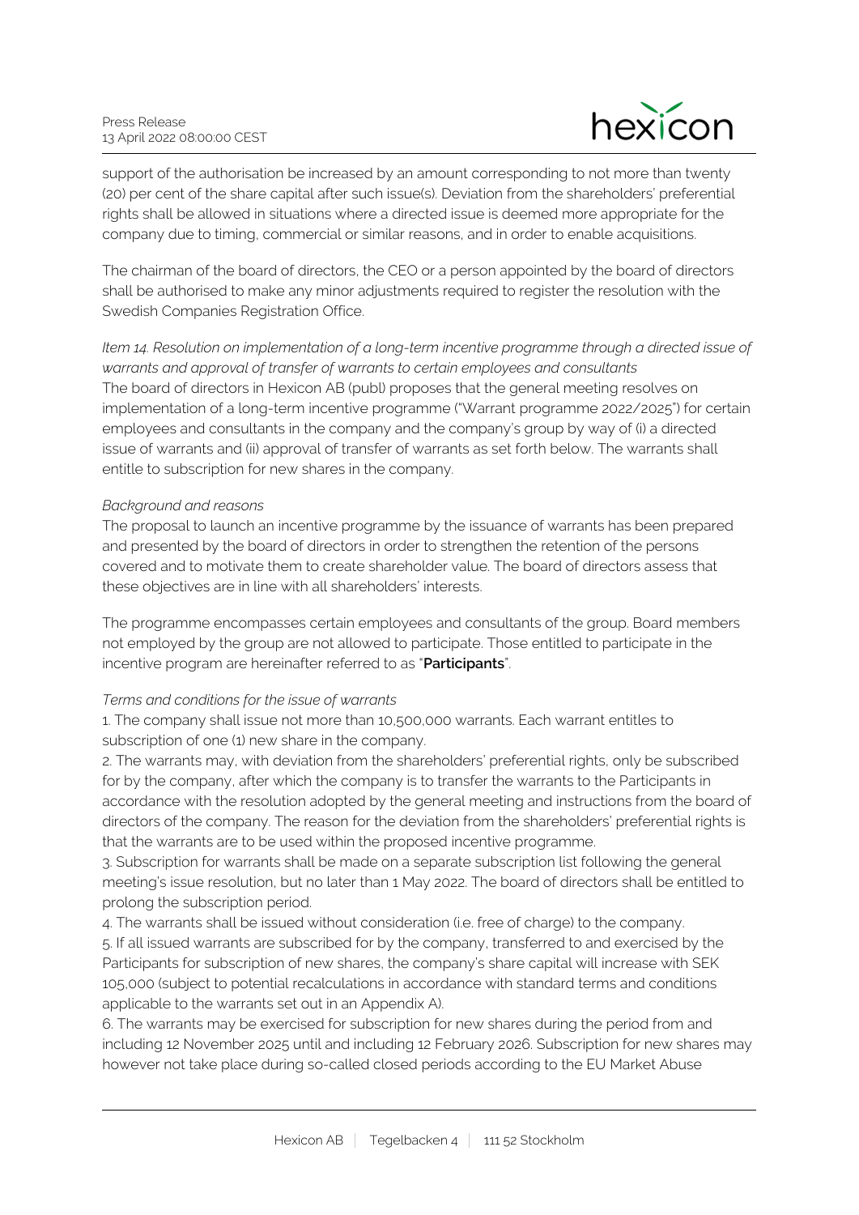support of the authorisation be increased by an amount corresponding to not more than twenty (20) per cent of the share capital after such issue(s). Deviation from the shareholders' preferential rights shall be allowed in situations where a directed issue is deemed more appropriate for the company due to timing, commercial or similar reasons, and in order to enable acquisitions.

The chairman of the board of directors, the CEO or a person appointed by the board of directors shall be authorised to make any minor adjustments required to register the resolution with the Swedish Companies Registration Office.

*Item 14. Resolution on implementation of a long-term incentive programme through a directed issue of warrants and approval of transfer of warrants to certain employees and consultants*

The board of directors in Hexicon AB (publ) proposes that the general meeting resolves on implementation of a long-term incentive programme ("Warrant programme 2022/2025") for certain employees and consultants in the company and the company's group by way of (i) a directed issue of warrants and (ii) approval of transfer of warrants as set forth below. The warrants shall entitle to subscription for new shares in the company.

*Background and reasons*

The proposal to launch an incentive programme by the issuance of warrants has been prepared and presented by the board of directors in order to strengthen the retention of the persons covered and to motivate them to create shareholder value. The board of directors assess that these objectives are in line with all shareholders' interests.

The programme encompasses certain employees and consultants of the group. Board members not employed by the group are not allowed to participate. Those entitled to participate in the incentive program are hereinafter referred to as "**Participants**".

*Terms and conditions for the issue of warrants*

1. The company shall issue not more than 10,500,000 warrants. Each warrant entitles to subscription of one (1) new share in the company.
2. The warrants may, with deviation from the shareholders' preferential rights, only be subscribed for by the company, after which the company is to transfer the warrants to the Participants in accordance with the resolution adopted by the general meeting and instructions from the board of directors of the company. The reason for the deviation from the shareholders' preferential rights is that the warrants are to be used within the proposed incentive programme.
3. Subscription for warrants shall be made on a separate subscription list following the general meeting's issue resolution, but no later than 1 May 2022. The board of directors shall be entitled to prolong the subscription period.
4. The warrants shall be issued without consideration (i.e. free of charge) to the company.
5. If all issued warrants are subscribed for by the company, transferred to and exercised by the Participants for subscription of new shares, the company's share capital will increase with SEK 105,000 (subject to potential recalculations in accordance with standard terms and conditions applicable to the warrants set out in an Appendix A).
6. The warrants may be exercised for subscription for new shares during the period from and including 12 November 2025 until and including 12 February 2026. Subscription for new shares may however not take place during so-called closed periods according to the EU Market Abuse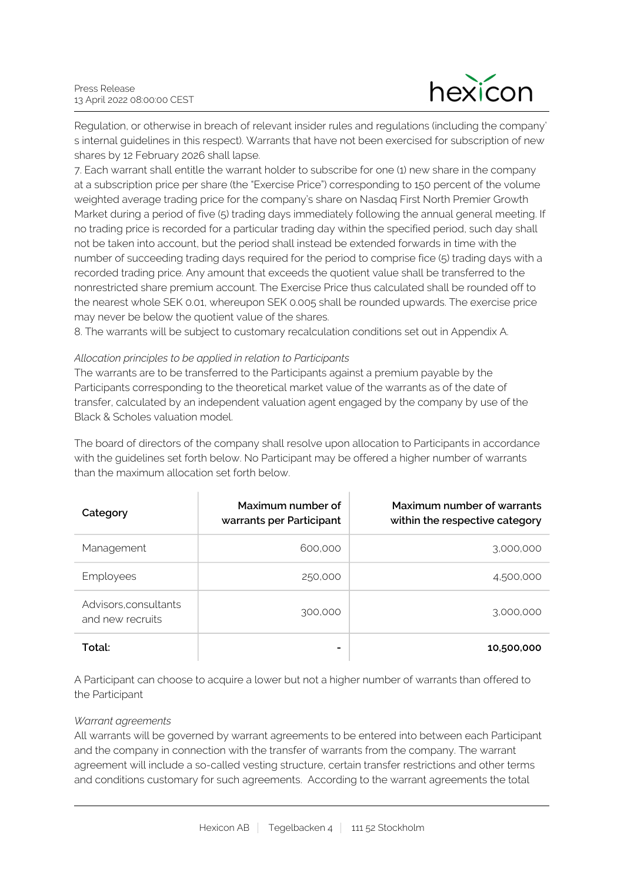Regulation, or otherwise in breach of relevant insider rules and regulations (including the company' s internal guidelines in this respect). Warrants that have not been exercised for subscription of new shares by 12 February 2026 shall lapse.

7. Each warrant shall entitle the warrant holder to subscribe for one (1) new share in the company at a subscription price per share (the "Exercise Price") corresponding to 150 percent of the volume weighted average trading price for the company's share on Nasdaq First North Premier Growth Market during a period of five (5) trading days immediately following the annual general meeting. If no trading price is recorded for a particular trading day within the specified period, such day shall not be taken into account, but the period shall instead be extended forwards in time with the number of succeeding trading days required for the period to comprise fice (5) trading days with a recorded trading price. Any amount that exceeds the quotient value shall be transferred to the nonrestricted share premium account. The Exercise Price thus calculated shall be rounded off to the nearest whole SEK 0.01, whereupon SEK 0.005 shall be rounded upwards. The exercise price may never be below the quotient value of the shares.

8. The warrants will be subject to customary recalculation conditions set out in Appendix A.

*Allocation principles to be applied in relation to Participants*

The warrants are to be transferred to the Participants against a premium payable by the Participants corresponding to the theoretical market value of the warrants as of the date of transfer, calculated by an independent valuation agent engaged by the company by use of the Black & Scholes valuation model.

The board of directors of the company shall resolve upon allocation to Participants in accordance with the guidelines set forth below. No Participant may be offered a higher number of warrants than the maximum allocation set forth below.

| Category | Maximum number of warrants per Participant | Maximum number of warrants within the respective category |
|---|---:|---:|
| Management | 600,000 | 3,000,000 |
| Employees | 250,000 | 4,500,000 |
| Advisors,consultants and new recruits | 300,000 | 3,000,000 |
| **Total:** | **-** | **10,500,000** |

A Participant can choose to acquire a lower but not a higher number of warrants than offered to the Participant

*Warrant agreements*

All warrants will be governed by warrant agreements to be entered into between each Participant and the company in connection with the transfer of warrants from the company. The warrant agreement will include a so-called vesting structure, certain transfer restrictions and other terms and conditions customary for such agreements. According to the warrant agreements the total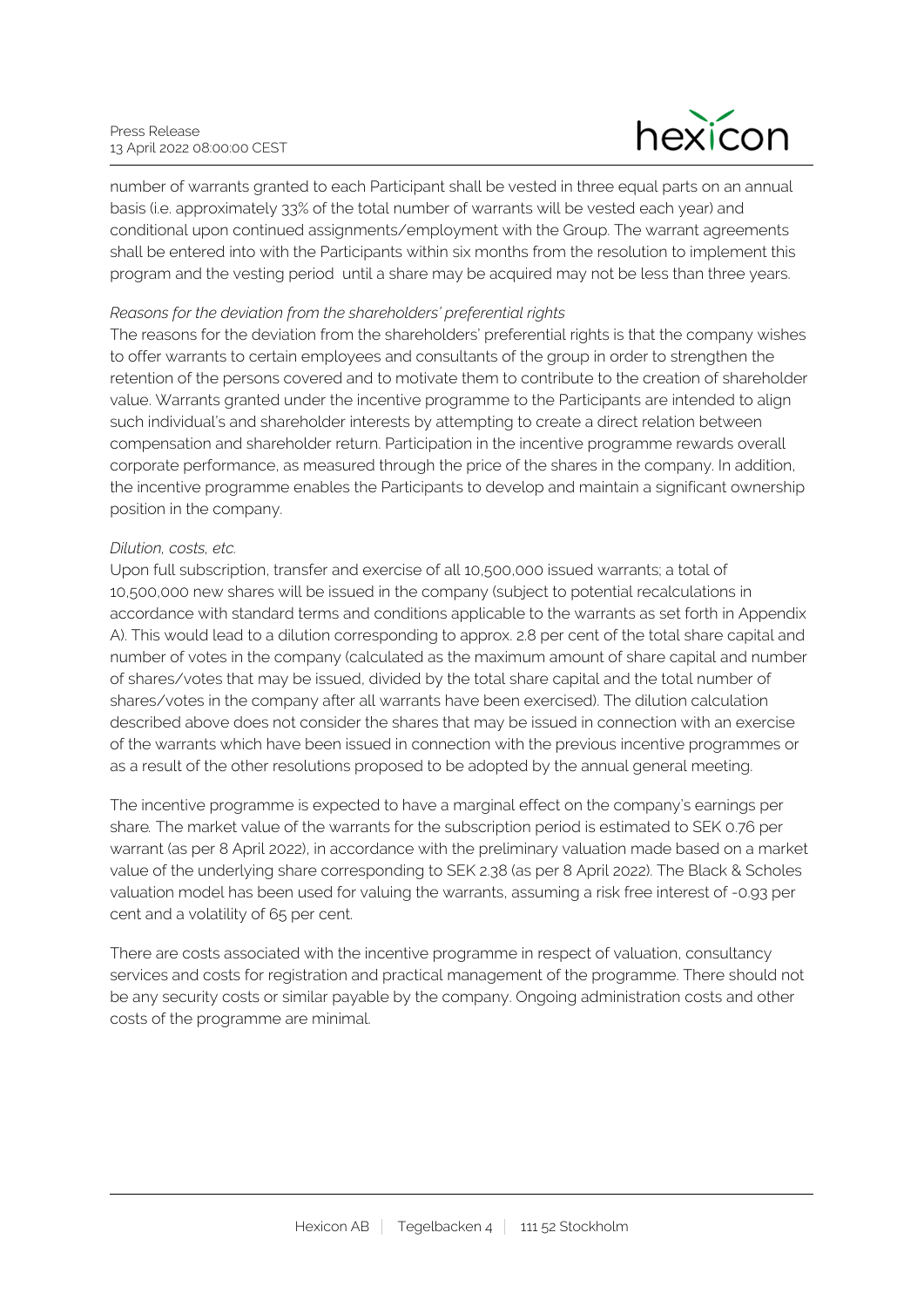number of warrants granted to each Participant shall be vested in three equal parts on an annual basis (i.e. approximately 33% of the total number of warrants will be vested each year) and conditional upon continued assignments/employment with the Group. The warrant agreements shall be entered into with the Participants within six months from the resolution to implement this program and the vesting period until a share may be acquired may not be less than three years.

*Reasons for the deviation from the shareholders' preferential rights*

The reasons for the deviation from the shareholders' preferential rights is that the company wishes to offer warrants to certain employees and consultants of the group in order to strengthen the retention of the persons covered and to motivate them to contribute to the creation of shareholder value. Warrants granted under the incentive programme to the Participants are intended to align such individual's and shareholder interests by attempting to create a direct relation between compensation and shareholder return. Participation in the incentive programme rewards overall corporate performance, as measured through the price of the shares in the company. In addition, the incentive programme enables the Participants to develop and maintain a significant ownership position in the company.

*Dilution, costs, etc.*

Upon full subscription, transfer and exercise of all 10,500,000 issued warrants; a total of 10,500,000 new shares will be issued in the company (subject to potential recalculations in accordance with standard terms and conditions applicable to the warrants as set forth in Appendix A). This would lead to a dilution corresponding to approx. 2.8 per cent of the total share capital and number of votes in the company (calculated as the maximum amount of share capital and number of shares/votes that may be issued, divided by the total share capital and the total number of shares/votes in the company after all warrants have been exercised). The dilution calculation described above does not consider the shares that may be issued in connection with an exercise of the warrants which have been issued in connection with the previous incentive programmes or as a result of the other resolutions proposed to be adopted by the annual general meeting.

The incentive programme is expected to have a marginal effect on the company's earnings per share. The market value of the warrants for the subscription period is estimated to SEK 0.76 per warrant (as per 8 April 2022), in accordance with the preliminary valuation made based on a market value of the underlying share corresponding to SEK 2.38 (as per 8 April 2022). The Black & Scholes valuation model has been used for valuing the warrants, assuming a risk free interest of -0.93 per cent and a volatility of 65 per cent.

There are costs associated with the incentive programme in respect of valuation, consultancy services and costs for registration and practical management of the programme. There should not be any security costs or similar payable by the company. Ongoing administration costs and other costs of the programme are minimal.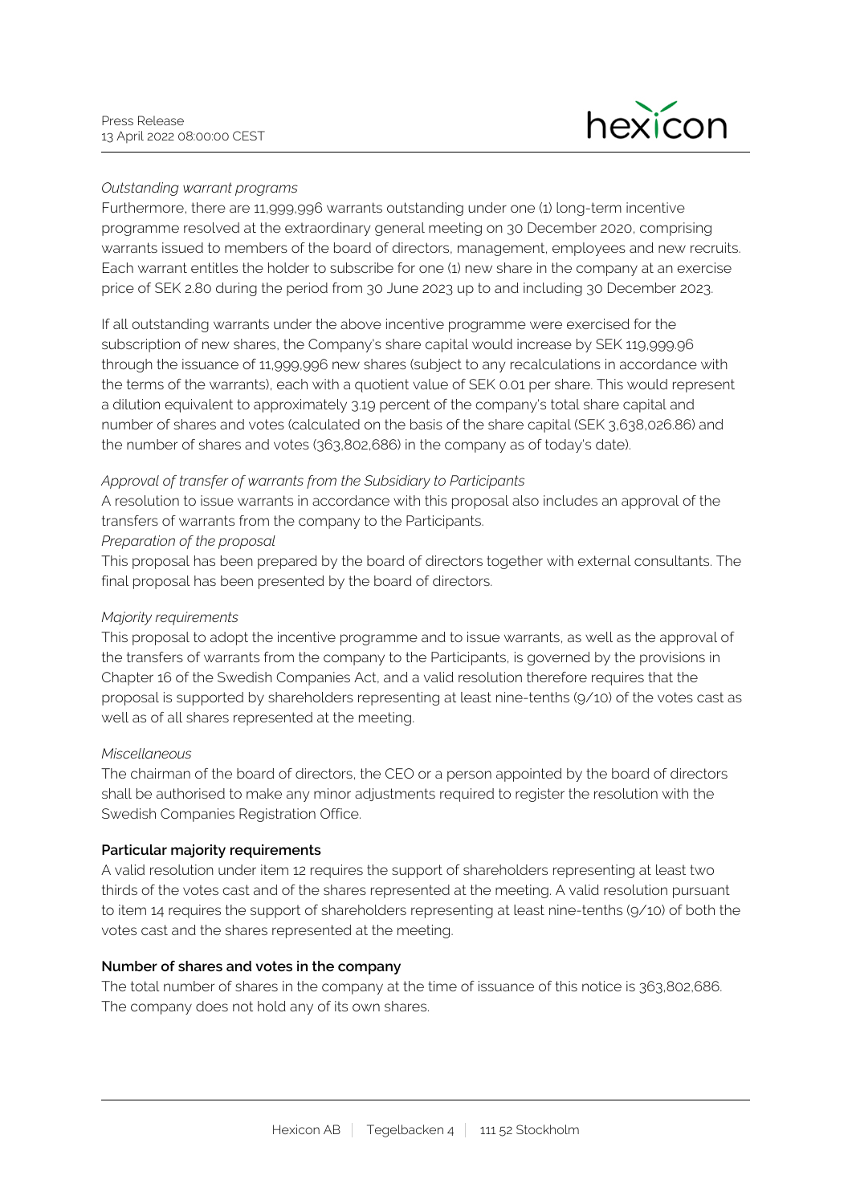*Outstanding warrant programs*

Furthermore, there are 11,999,996 warrants outstanding under one (1) long-term incentive programme resolved at the extraordinary general meeting on 30 December 2020, comprising warrants issued to members of the board of directors, management, employees and new recruits. Each warrant entitles the holder to subscribe for one (1) new share in the company at an exercise price of SEK 2.80 during the period from 30 June 2023 up to and including 30 December 2023.

If all outstanding warrants under the above incentive programme were exercised for the subscription of new shares, the Company's share capital would increase by SEK 119,999.96 through the issuance of 11,999,996 new shares (subject to any recalculations in accordance with the terms of the warrants), each with a quotient value of SEK 0.01 per share. This would represent a dilution equivalent to approximately 3.19 percent of the company's total share capital and number of shares and votes (calculated on the basis of the share capital (SEK 3,638,026.86) and the number of shares and votes (363,802,686) in the company as of today's date).

*Approval of transfer of warrants from the Subsidiary to Participants*

A resolution to issue warrants in accordance with this proposal also includes an approval of the transfers of warrants from the company to the Participants.

*Preparation of the proposal*

This proposal has been prepared by the board of directors together with external consultants. The final proposal has been presented by the board of directors.

*Majority requirements*

This proposal to adopt the incentive programme and to issue warrants, as well as the approval of the transfers of warrants from the company to the Participants, is governed by the provisions in Chapter 16 of the Swedish Companies Act, and a valid resolution therefore requires that the proposal is supported by shareholders representing at least nine-tenths (9/10) of the votes cast as well as of all shares represented at the meeting.

*Miscellaneous*

The chairman of the board of directors, the CEO or a person appointed by the board of directors shall be authorised to make any minor adjustments required to register the resolution with the Swedish Companies Registration Office.

**Particular majority requirements**

A valid resolution under item 12 requires the support of shareholders representing at least two thirds of the votes cast and of the shares represented at the meeting. A valid resolution pursuant to item 14 requires the support of shareholders representing at least nine-tenths (9/10) of both the votes cast and the shares represented at the meeting.

**Number of shares and votes in the company**

The total number of shares in the company at the time of issuance of this notice is 363,802,686. The company does not hold any of its own shares.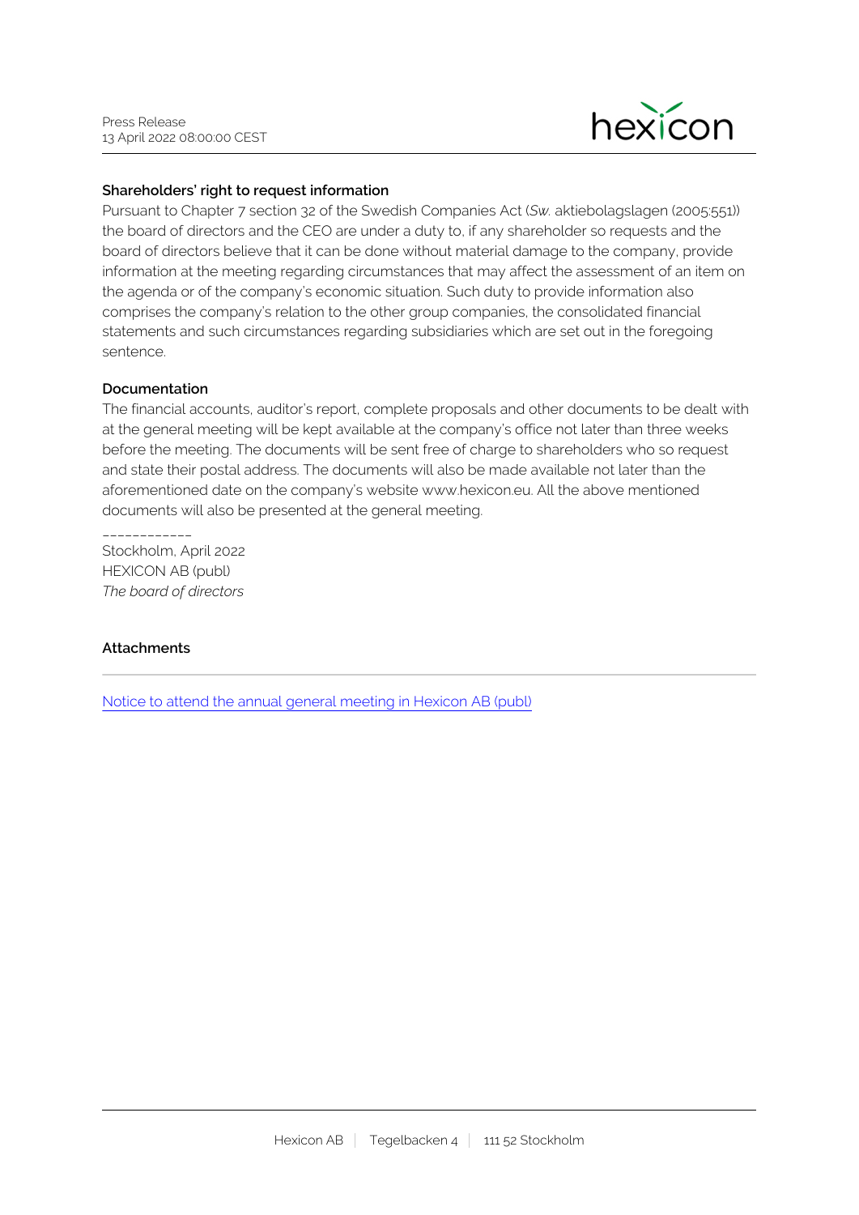**Shareholders' right to request information**

Pursuant to Chapter 7 section 32 of the Swedish Companies Act (*Sw.* aktiebolagslagen (2005:551)) the board of directors and the CEO are under a duty to, if any shareholder so requests and the board of directors believe that it can be done without material damage to the company, provide information at the meeting regarding circumstances that may affect the assessment of an item on the agenda or of the company's economic situation. Such duty to provide information also comprises the company's relation to the other group companies, the consolidated financial statements and such circumstances regarding subsidiaries which are set out in the foregoing sentence.

**Documentation**

The financial accounts, auditor's report, complete proposals and other documents to be dealt with at the general meeting will be kept available at the company's office not later than three weeks before the meeting. The documents will be sent free of charge to shareholders who so request and state their postal address. The documents will also be made available not later than the aforementioned date on the company's website www.hexicon.eu. All the above mentioned documents will also be presented at the general meeting.

____________

Stockholm, April 2022
HEXICON AB (publ)
*The board of directors*

**Attachments**

Notice to attend the annual general meeting in Hexicon AB (publ)